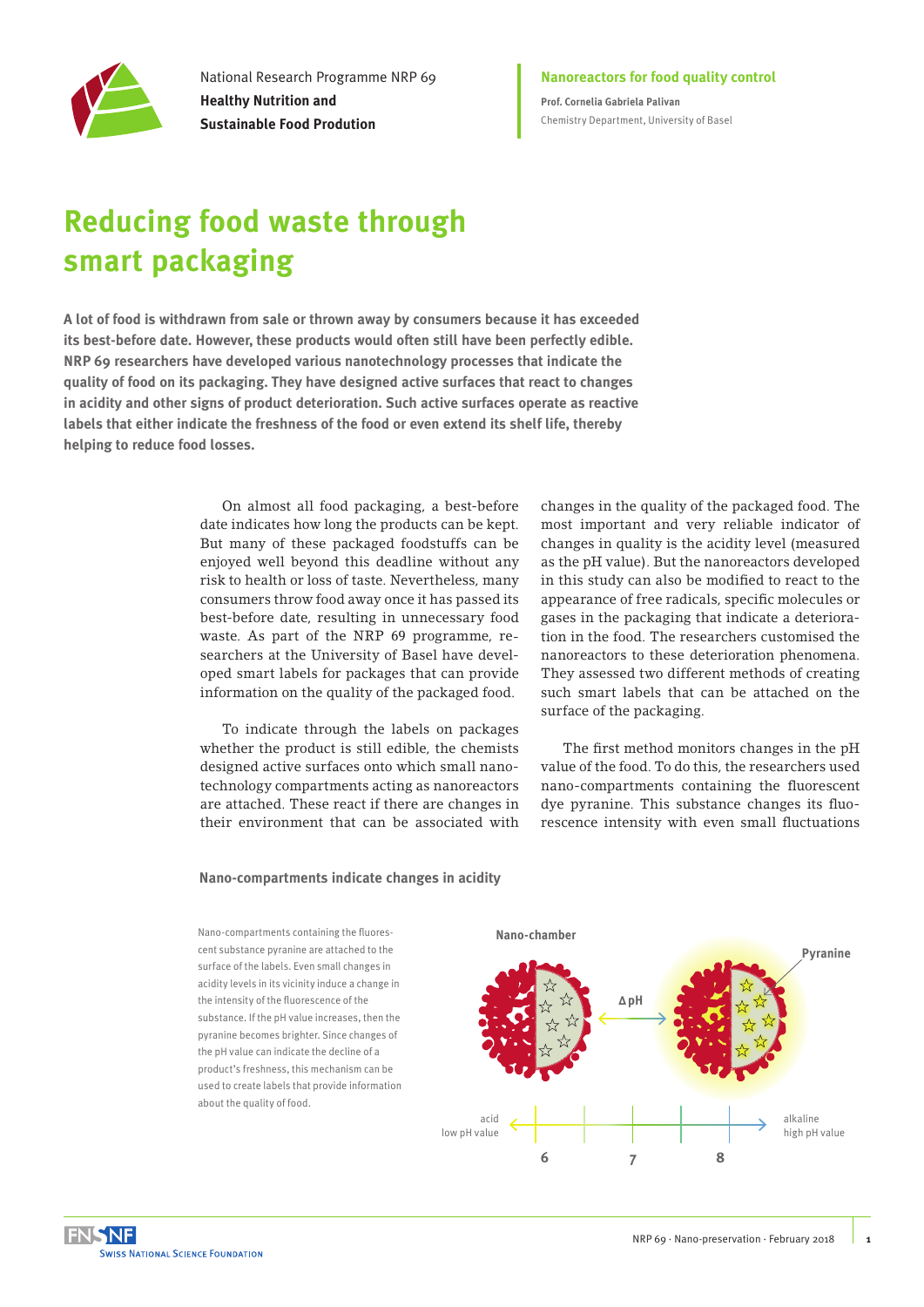National Research Programme NRP 69
**Healthy Nutrition and Sustainable Food Prodution**

**Nanoreactors for food quality control**
**Prof. Cornelia Gabriela Palivan**
Chemistry Department, University of Basel

# Reducing food waste through smart packaging

**A lot of food is withdrawn from sale or thrown away by consumers because it has exceeded its best-before date. However, these products would often still have been perfectly edible. NRP 69 researchers have developed various nanotechnology processes that indicate the quality of food on its packaging. They have designed active surfaces that react to changes in acidity and other signs of product deterioration. Such active surfaces operate as reactive labels that either indicate the freshness of the food or even extend its shelf life, thereby helping to reduce food losses.**

On almost all food packaging, a best-before date indicates how long the products can be kept. But many of these packaged foodstuffs can be enjoyed well beyond this deadline without any risk to health or loss of taste. Nevertheless, many consumers throw food away once it has passed its best-before date, resulting in unnecessary food waste. As part of the NRP 69 programme, researchers at the University of Basel have developed smart labels for packages that can provide information on the quality of the packaged food.

To indicate through the labels on packages whether the product is still edible, the chemists designed active surfaces onto which small nanotechnology compartments acting as nanoreactors are attached. These react if there are changes in their environment that can be associated with changes in the quality of the packaged food. The most important and very reliable indicator of changes in quality is the acidity level (measured as the pH value). But the nanoreactors developed in this study can also be modified to react to the appearance of free radicals, specific molecules or gases in the packaging that indicate a deterioration in the food. The researchers customised the nanoreactors to these deterioration phenomena. They assessed two different methods of creating such smart labels that can be attached on the surface of the packaging.

The first method monitors changes in the pH value of the food. To do this, the researchers used nano-compartments containing the fluorescent dye pyranine. This substance changes its fluorescence intensity with even small fluctuations

**Nano-compartments indicate changes in acidity**

Nano-compartments containing the fluorescent substance pyranine are attached to the surface of the labels. Even small changes in acidity levels in its vicinity induce a change in the intensity of the fluorescence of the substance. If the pH value increases, then the pyranine becomes brighter. Since changes of the pH value can indicate the decline of a product's freshness, this mechanism can be used to create labels that provide information about the quality of food.

Nano-chamber — ΔpH — Pyranine

acid, low pH value — 6 — 7 — 8 — alkaline, high pH value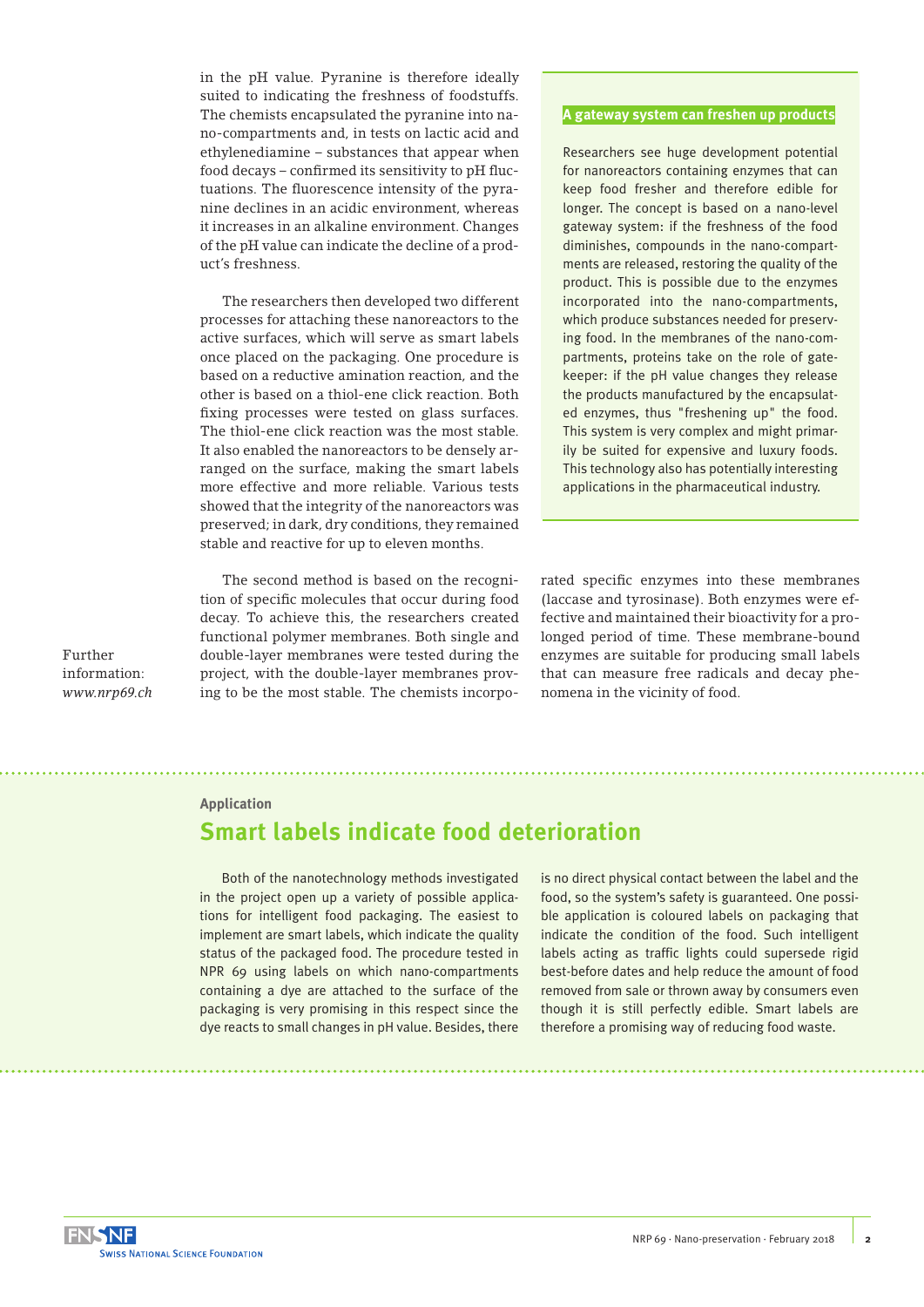in the pH value. Pyranine is therefore ideally suited to indicating the freshness of foodstuffs. The chemists encapsulated the pyranine into nano-compartments and, in tests on lactic acid and ethylenediamine – substances that appear when food decays – confirmed its sensitivity to pH fluctuations. The fluorescence intensity of the pyranine declines in an acidic environment, whereas it increases in an alkaline environment. Changes of the pH value can indicate the decline of a product's freshness.

The researchers then developed two different processes for attaching these nanoreactors to the active surfaces, which will serve as smart labels once placed on the packaging. One procedure is based on a reductive amination reaction, and the other is based on a thiol-ene click reaction. Both fixing processes were tested on glass surfaces. The thiol-ene click reaction was the most stable. It also enabled the nanoreactors to be densely arranged on the surface, making the smart labels more effective and more reliable. Various tests showed that the integrity of the nanoreactors was preserved; in dark, dry conditions, they remained stable and reactive for up to eleven months.

The second method is based on the recognition of specific molecules that occur during food decay. To achieve this, the researchers created functional polymer membranes. Both single and double-layer membranes were tested during the project, with the double-layer membranes proving to be the most stable. The chemists incorporated specific enzymes into these membranes (laccase and tyrosinase). Both enzymes were effective and maintained their bioactivity for a prolonged period of time. These membrane-bound enzymes are suitable for producing small labels that can measure free radicals and decay phenomena in the vicinity of food.

Further information: *www.nrp69.ch*

### A gateway system can freshen up products

Researchers see huge development potential for nanoreactors containing enzymes that can keep food fresher and therefore edible for longer. The concept is based on a nano-level gateway system: if the freshness of the food diminishes, compounds in the nano-compartments are released, restoring the quality of the product. This is possible due to the enzymes incorporated into the nano-compartments, which produce substances needed for preserving food. In the membranes of the nano-compartments, proteins take on the role of gatekeeper: if the pH value changes they release the products manufactured by the encapsulated enzymes, thus "freshening up" the food. This system is very complex and might primarily be suited for expensive and luxury foods. This technology also has potentially interesting applications in the pharmaceutical industry.

**Application**

## Smart labels indicate food deterioration

Both of the nanotechnology methods investigated in the project open up a variety of possible applications for intelligent food packaging. The easiest to implement are smart labels, which indicate the quality status of the packaged food. The procedure tested in NPR 69 using labels on which nano-compartments containing a dye are attached to the surface of the packaging is very promising in this respect since the dye reacts to small changes in pH value. Besides, there is no direct physical contact between the label and the food, so the system's safety is guaranteed. One possible application is coloured labels on packaging that indicate the condition of the food. Such intelligent labels acting as traffic lights could supersede rigid best-before dates and help reduce the amount of food removed from sale or thrown away by consumers even though it is still perfectly edible. Smart labels are therefore a promising way of reducing food waste.